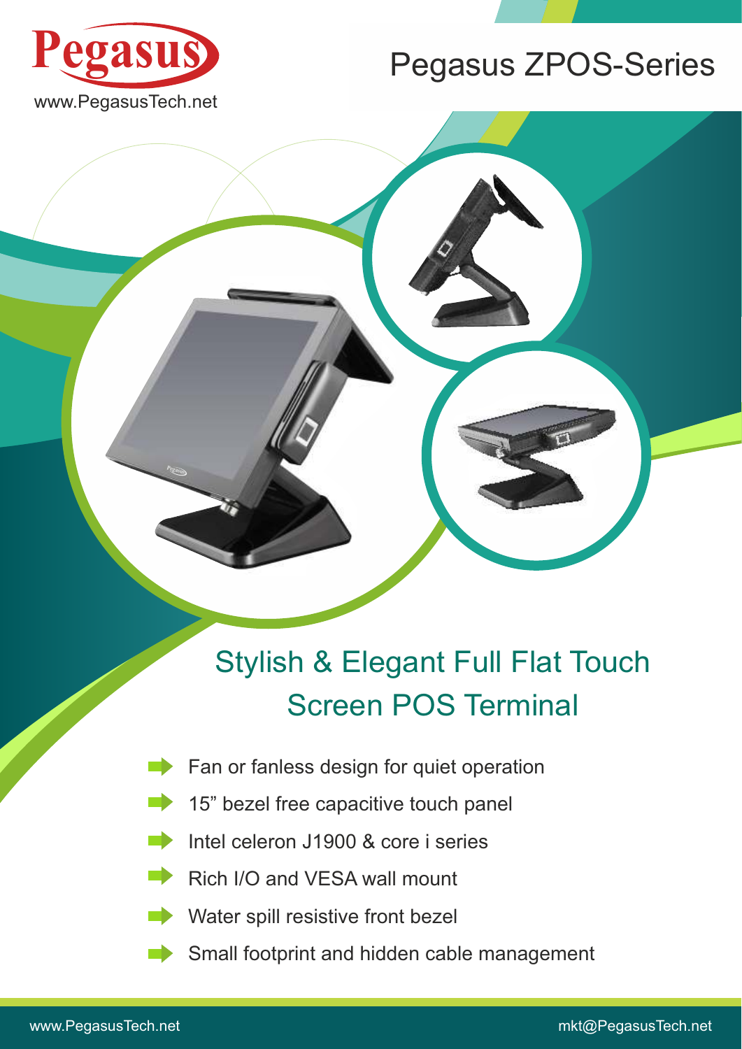Pegasus

www.PegasusTech.net

# Pegasus ZPOS-Series

## Stylish & Elegant Full Flat Touch Screen POS Terminal

- Fan or fanless design for quiet operation
- 15” bezel free capacitive touch panel
- Intel celeron J1900 & core i series
- Rich I/O and VESA wall mount
- Water spill resistive front bezel
- Small footprint and hidden cable management

www.PegasusTech.net mkt@PegasusTech.net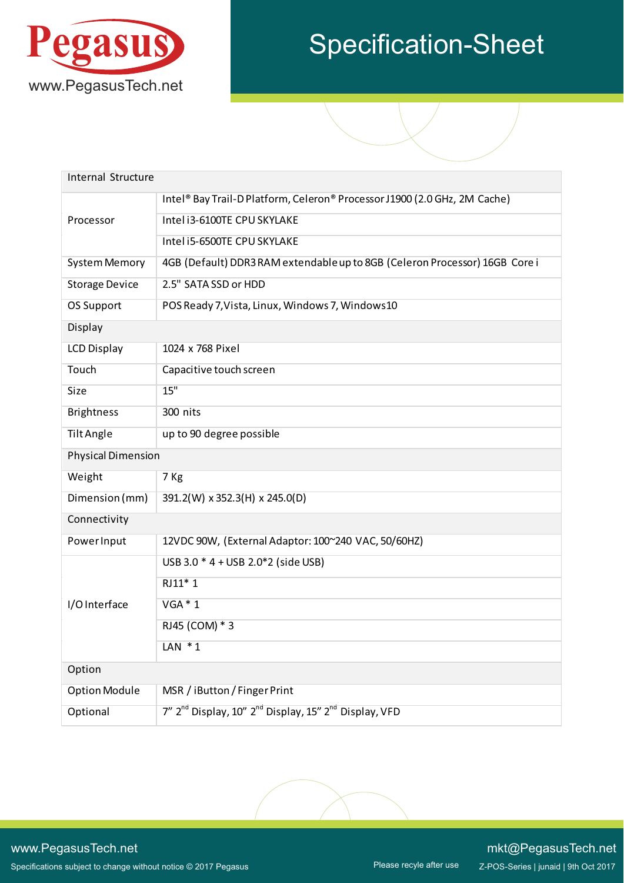# Specification-Sheet

| | |
|---|---|
| Internal Structure | |
| Processor | Intel® Bay Trail-D Platform, Celeron® Processor J1900 (2.0 GHz, 2M Cache) |
| | Intel i3-6100TE CPU SKYLAKE |
| | Intel i5-6500TE CPU SKYLAKE |
| System Memory | 4GB (Default) DDR3 RAM extendable up to 8GB (Celeron Processor) 16GB Core i |
| Storage Device | 2.5" SATA SSD or HDD |
| OS Support | POS Ready 7,Vista, Linux, Windows 7, Windows10 |
| Display | |
| LCD Display | 1024 x 768 Pixel |
| Touch | Capacitive touch screen |
| Size | 15" |
| Brightness | 300 nits |
| Tilt Angle | up to 90 degree possible |
| Physical Dimension | |
| Weight | 7 Kg |
| Dimension (mm) | 391.2(W) x 352.3(H) x 245.0(D) |
| Connectivity | |
| Power Input | 12VDC 90W, (External Adaptor: 100~240 VAC, 50/60HZ) |
| I/O Interface | USB 3.0 * 4 + USB 2.0*2 (side USB) |
| | RJ11* 1 |
| | VGA * 1 |
| | RJ45 (COM) * 3 |
| | LAN * 1 |
| Option | |
| Option Module | MSR / iButton / Finger Print |
| Optional | 7” 2nd Display, 10” 2nd Display, 15” 2nd Display, VFD |

www.PegasusTech.net

Specifications subject to change without notice © 2017 Pegasus

Please recyle after use

mkt@PegasusTech.net

Z-POS-Series | junaid | 9th Oct 2017